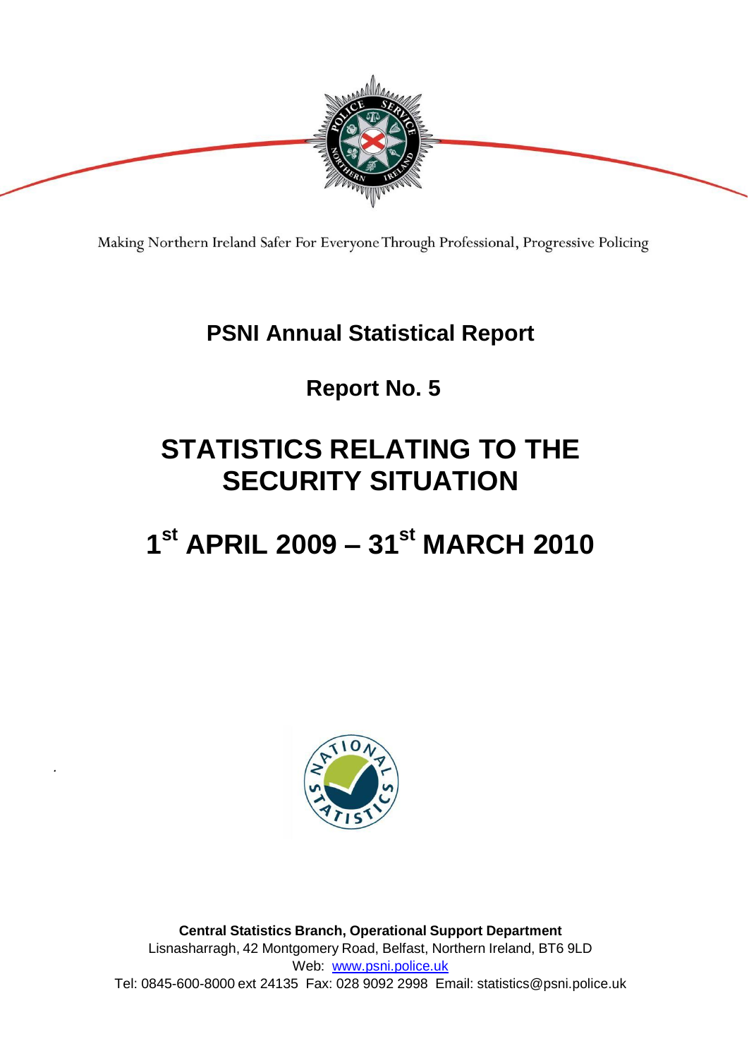Making Northern Ireland Safer For Everyone Through Professional, Progressive Policing

# PSNI Annual Statistical Report

## Report No. 5

# STATISTICS RELATING TO THE SECURITY SITUATION

# 1st APRIL 2009 – 31st MARCH 2010

**Central Statistics Branch, Operational Support Department**
Lisnasharragh, 42 Montgomery Road, Belfast, Northern Ireland, BT6 9LD
Web: [www.psni.police.uk](http://www.psni.police.uk)
Tel: 0845-600-8000 ext 24135 Fax: 028 9092 2998 Email: statistics@psni.police.uk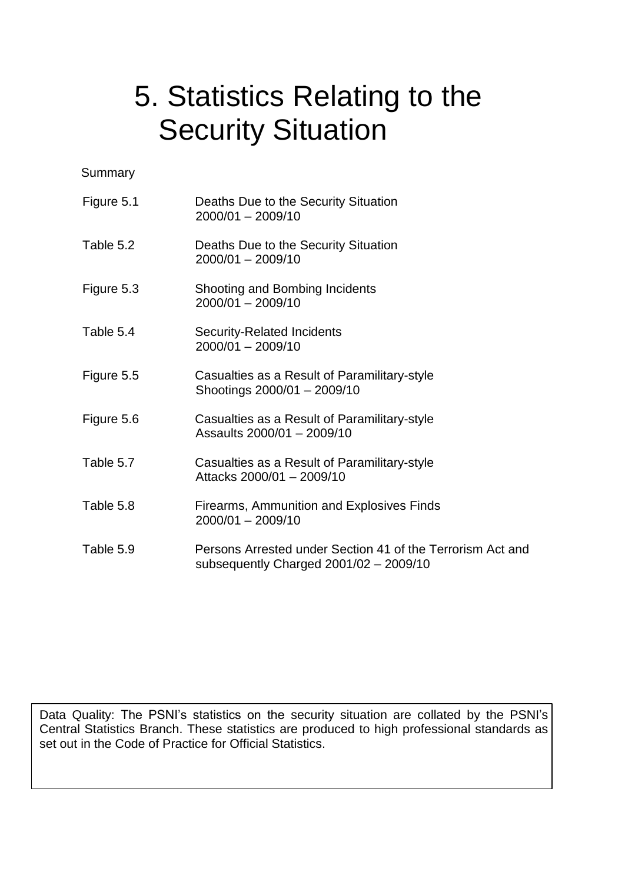# 5. Statistics Relating to the Security Situation

Summary

| | |
|---|---|
| Figure 5.1 | Deaths Due to the Security Situation 2000/01 – 2009/10 |
| Table 5.2 | Deaths Due to the Security Situation 2000/01 – 2009/10 |
| Figure 5.3 | Shooting and Bombing Incidents 2000/01 – 2009/10 |
| Table 5.4 | Security-Related Incidents 2000/01 – 2009/10 |
| Figure 5.5 | Casualties as a Result of Paramilitary-style Shootings 2000/01 – 2009/10 |
| Figure 5.6 | Casualties as a Result of Paramilitary-style Assaults 2000/01 – 2009/10 |
| Table 5.7 | Casualties as a Result of Paramilitary-style Attacks 2000/01 – 2009/10 |
| Table 5.8 | Firearms, Ammunition and Explosives Finds 2000/01 – 2009/10 |
| Table 5.9 | Persons Arrested under Section 41 of the Terrorism Act and subsequently Charged 2001/02 – 2009/10 |

Data Quality: The PSNI's statistics on the security situation are collated by the PSNI's Central Statistics Branch. These statistics are produced to high professional standards as set out in the Code of Practice for Official Statistics.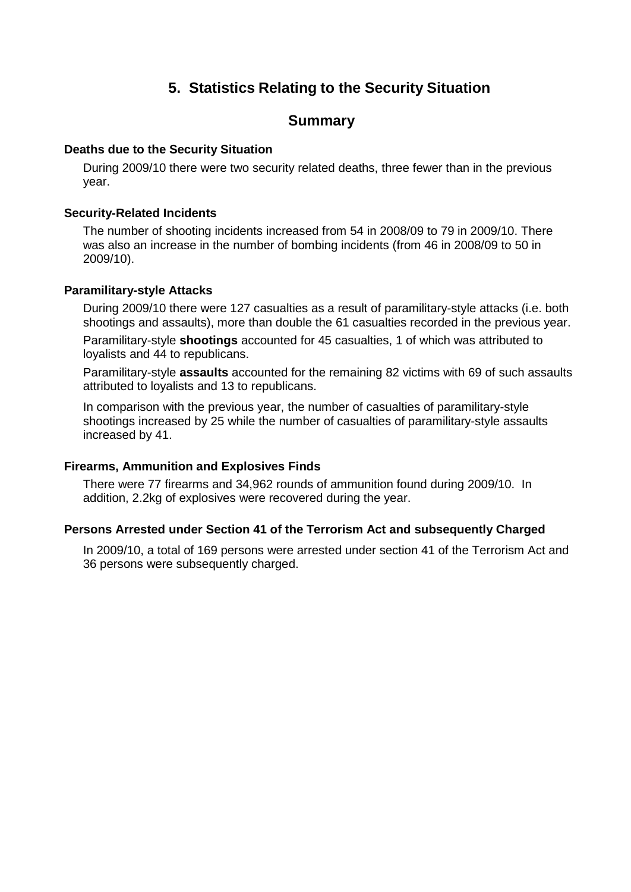# 5. Statistics Relating to the Security Situation

## Summary

### Deaths due to the Security Situation

During 2009/10 there were two security related deaths, three fewer than in the previous year.

### Security-Related Incidents

The number of shooting incidents increased from 54 in 2008/09 to 79 in 2009/10. There was also an increase in the number of bombing incidents (from 46 in 2008/09 to 50 in 2009/10).

### Paramilitary-style Attacks

During 2009/10 there were 127 casualties as a result of paramilitary-style attacks (i.e. both shootings and assaults), more than double the 61 casualties recorded in the previous year.

Paramilitary-style **shootings** accounted for 45 casualties, 1 of which was attributed to loyalists and 44 to republicans.

Paramilitary-style **assaults** accounted for the remaining 82 victims with 69 of such assaults attributed to loyalists and 13 to republicans.

In comparison with the previous year, the number of casualties of paramilitary-style shootings increased by 25 while the number of casualties of paramilitary-style assaults increased by 41.

### Firearms, Ammunition and Explosives Finds

There were 77 firearms and 34,962 rounds of ammunition found during 2009/10. In addition, 2.2kg of explosives were recovered during the year.

### Persons Arrested under Section 41 of the Terrorism Act and subsequently Charged

In 2009/10, a total of 169 persons were arrested under section 41 of the Terrorism Act and 36 persons were subsequently charged.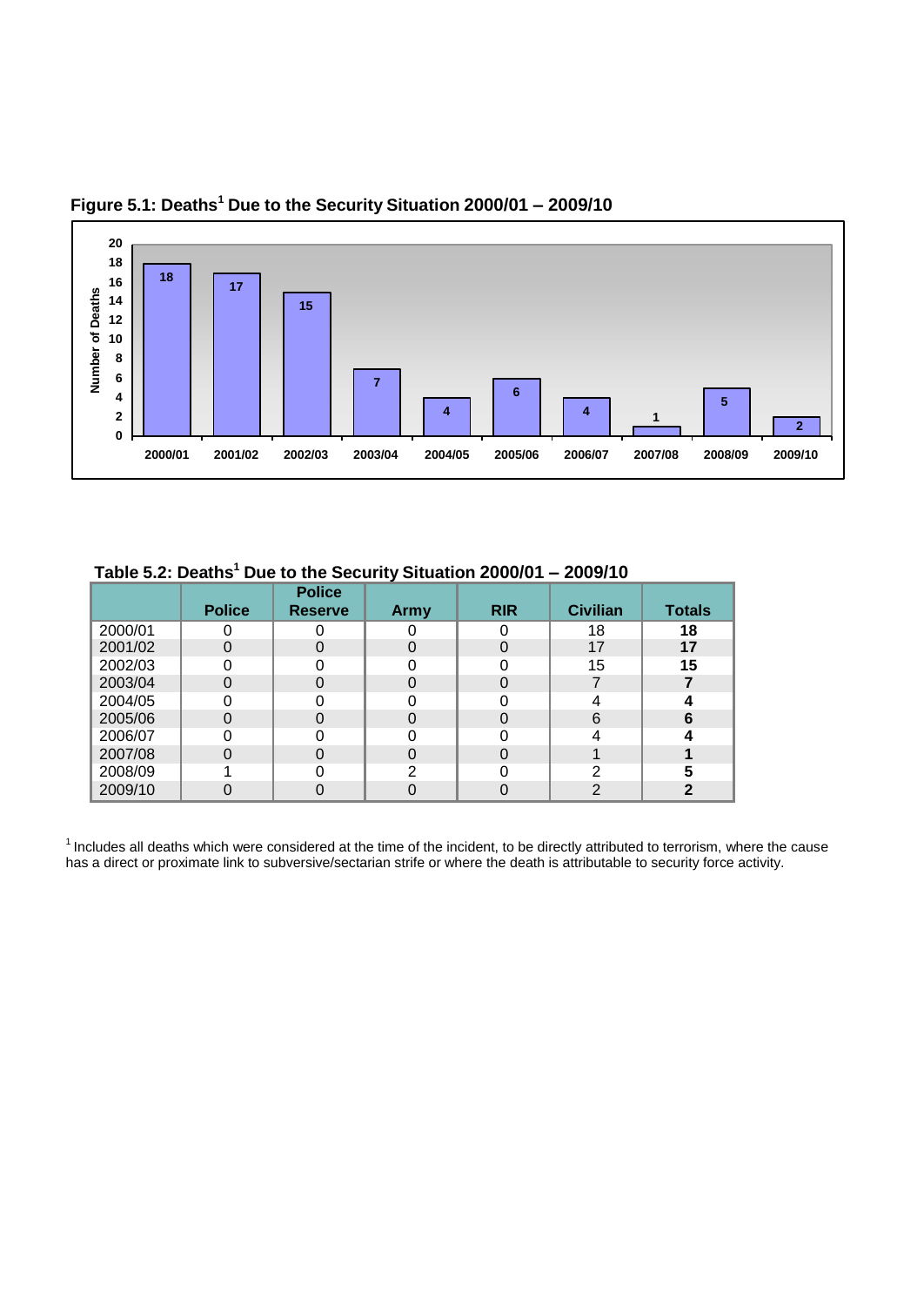**Figure 5.1: Deaths[1] Due to the Security Situation 2000/01 – 2009/10**

**Table 5.2: Deaths[1] Due to the Security Situation 2000/01 – 2009/10**

| | Police | Police Reserve | Army | RIR | Civilian | Totals |
|---|---|---|---|---|---|---|
| 2000/01 | 0 | 0 | 0 | 0 | 18 | **18** |
| 2001/02 | 0 | 0 | 0 | 0 | 17 | **17** |
| 2002/03 | 0 | 0 | 0 | 0 | 15 | **15** |
| 2003/04 | 0 | 0 | 0 | 0 | 7 | **7** |
| 2004/05 | 0 | 0 | 0 | 0 | 4 | **4** |
| 2005/06 | 0 | 0 | 0 | 0 | 6 | **6** |
| 2006/07 | 0 | 0 | 0 | 0 | 4 | **4** |
| 2007/08 | 0 | 0 | 0 | 0 | 1 | **1** |
| 2008/09 | 1 | 0 | 2 | 0 | 2 | **5** |
| 2009/10 | 0 | 0 | 0 | 0 | 2 | **2** |

[1] Includes all deaths which were considered at the time of the incident, to be directly attributed to terrorism, where the cause has a direct or proximate link to subversive/sectarian strife or where the death is attributable to security force activity.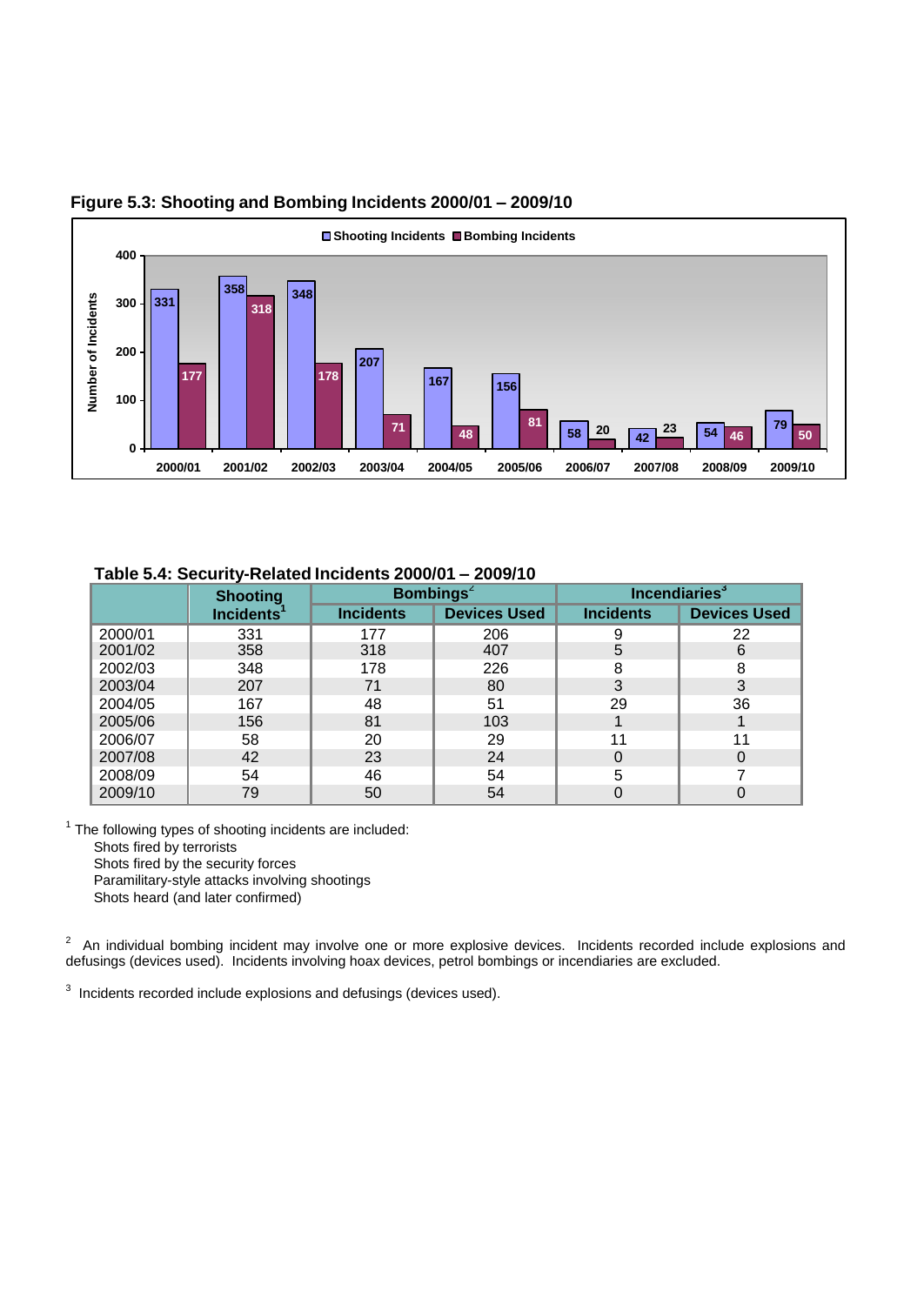**Figure 5.3: Shooting and Bombing Incidents 2000/01 – 2009/10**

| | 2000/01 | 2001/02 | 2002/03 | 2003/04 | 2004/05 | 2005/06 | 2006/07 | 2007/08 | 2008/09 | 2009/10 |
|---|---|---|---|---|---|---|---|---|---|---|
| Shooting Incidents | 331 | 358 | 348 | 207 | 167 | 156 | 58 | 42 | 54 | 79 |
| Bombing Incidents | 177 | 318 | 178 | 71 | 48 | 81 | 20 | 23 | 46 | 50 |

**Table 5.4: Security-Related Incidents 2000/01 – 2009/10**

| | Shooting Incidents[1] | Bombings[2] | | Incendiaries[3] | |
|---|---|---|---|---|---|
| | | Incidents | Devices Used | Incidents | Devices Used |
| 2000/01 | 331 | 177 | 206 | 9 | 22 |
| 2001/02 | 358 | 318 | 407 | 5 | 6 |
| 2002/03 | 348 | 178 | 226 | 8 | 8 |
| 2003/04 | 207 | 71 | 80 | 3 | 3 |
| 2004/05 | 167 | 48 | 51 | 29 | 36 |
| 2005/06 | 156 | 81 | 103 | 1 | 1 |
| 2006/07 | 58 | 20 | 29 | 11 | 11 |
| 2007/08 | 42 | 23 | 24 | 0 | 0 |
| 2008/09 | 54 | 46 | 54 | 5 | 7 |
| 2009/10 | 79 | 50 | 54 | 0 | 0 |

[1] The following types of shooting incidents are included:

- Shots fired by terrorists
- Shots fired by the security forces
- Paramilitary-style attacks involving shootings
- Shots heard (and later confirmed)

[2] An individual bombing incident may involve one or more explosive devices. Incidents recorded include explosions and defusings (devices used). Incidents involving hoax devices, petrol bombings or incendiaries are excluded.

[3] Incidents recorded include explosions and defusings (devices used).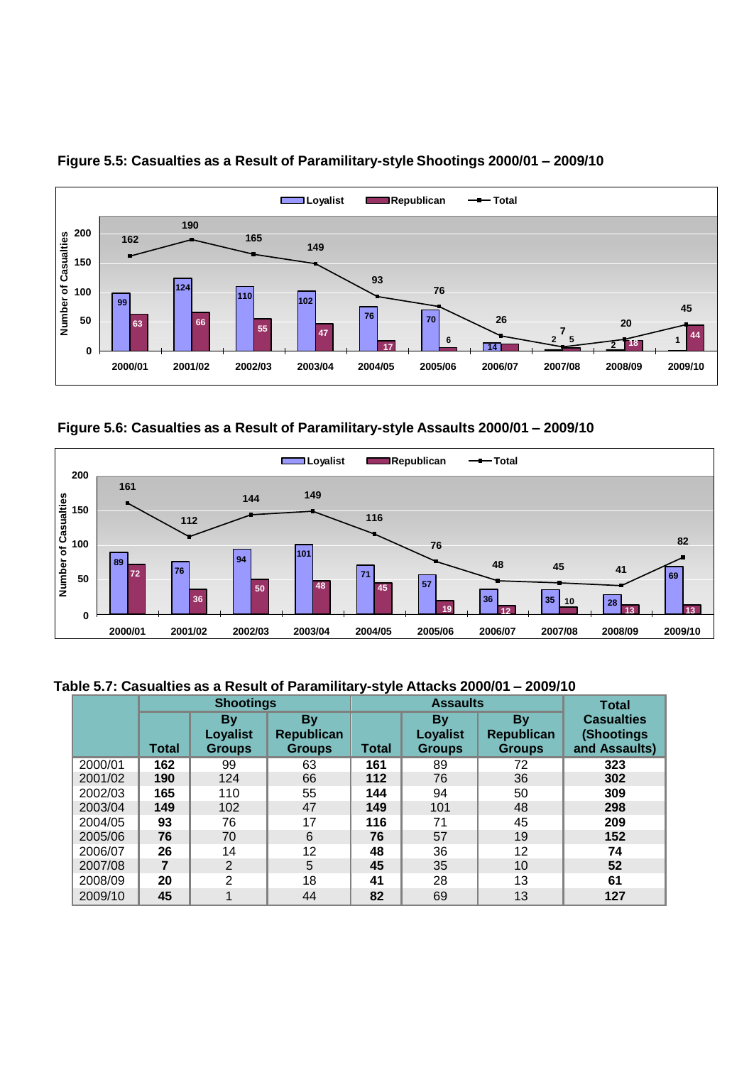**Figure 5.5: Casualties as a Result of Paramilitary-style Shootings 2000/01 – 2009/10**

**Figure 5.6: Casualties as a Result of Paramilitary-style Assaults 2000/01 – 2009/10**

**Table 5.7: Casualties as a Result of Paramilitary-style Attacks 2000/01 – 2009/10**

| | Shootings | | | Assaults | | | Total Casualties (Shootings and Assaults) |
|---|---|---|---|---|---|---|---|
| | Total | By Loyalist Groups | By Republican Groups | Total | By Loyalist Groups | By Republican Groups | |
| 2000/01 | **162** | 99 | 63 | **161** | 89 | 72 | **323** |
| 2001/02 | **190** | 124 | 66 | **112** | 76 | 36 | **302** |
| 2002/03 | **165** | 110 | 55 | **144** | 94 | 50 | **309** |
| 2003/04 | **149** | 102 | 47 | **149** | 101 | 48 | **298** |
| 2004/05 | **93** | 76 | 17 | **116** | 71 | 45 | **209** |
| 2005/06 | **76** | 70 | 6 | **76** | 57 | 19 | **152** |
| 2006/07 | **26** | 14 | 12 | **48** | 36 | 12 | **74** |
| 2007/08 | **7** | 2 | 5 | **45** | 35 | 10 | **52** |
| 2008/09 | **20** | 2 | 18 | **41** | 28 | 13 | **61** |
| 2009/10 | **45** | 1 | 44 | **82** | 69 | 13 | **127** |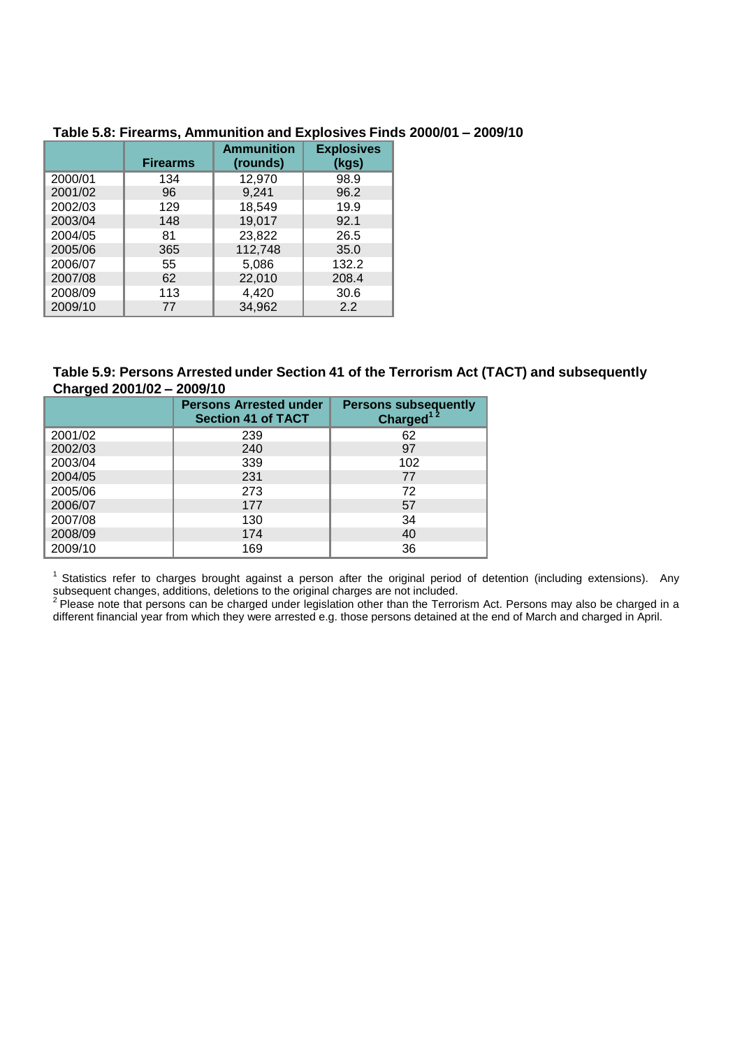**Table 5.8: Firearms, Ammunition and Explosives Finds 2000/01 – 2009/10**

| | Firearms | Ammunition (rounds) | Explosives (kgs) |
|---|---|---|---|
| 2000/01 | 134 | 12,970 | 98.9 |
| 2001/02 | 96 | 9,241 | 96.2 |
| 2002/03 | 129 | 18,549 | 19.9 |
| 2003/04 | 148 | 19,017 | 92.1 |
| 2004/05 | 81 | 23,822 | 26.5 |
| 2005/06 | 365 | 112,748 | 35.0 |
| 2006/07 | 55 | 5,086 | 132.2 |
| 2007/08 | 62 | 22,010 | 208.4 |
| 2008/09 | 113 | 4,420 | 30.6 |
| 2009/10 | 77 | 34,962 | 2.2 |

**Table 5.9: Persons Arrested under Section 41 of the Terrorism Act (TACT) and subsequently Charged 2001/02 – 2009/10**

| | Persons Arrested under Section 41 of TACT | Persons subsequently Charged[1 2] |
|---|---|---|
| 2001/02 | 239 | 62 |
| 2002/03 | 240 | 97 |
| 2003/04 | 339 | 102 |
| 2004/05 | 231 | 77 |
| 2005/06 | 273 | 72 |
| 2006/07 | 177 | 57 |
| 2007/08 | 130 | 34 |
| 2008/09 | 174 | 40 |
| 2009/10 | 169 | 36 |

[1] Statistics refer to charges brought against a person after the original period of detention (including extensions). Any subsequent changes, additions, deletions to the original charges are not included.

[2] Please note that persons can be charged under legislation other than the Terrorism Act. Persons may also be charged in a different financial year from which they were arrested e.g. those persons detained at the end of March and charged in April.